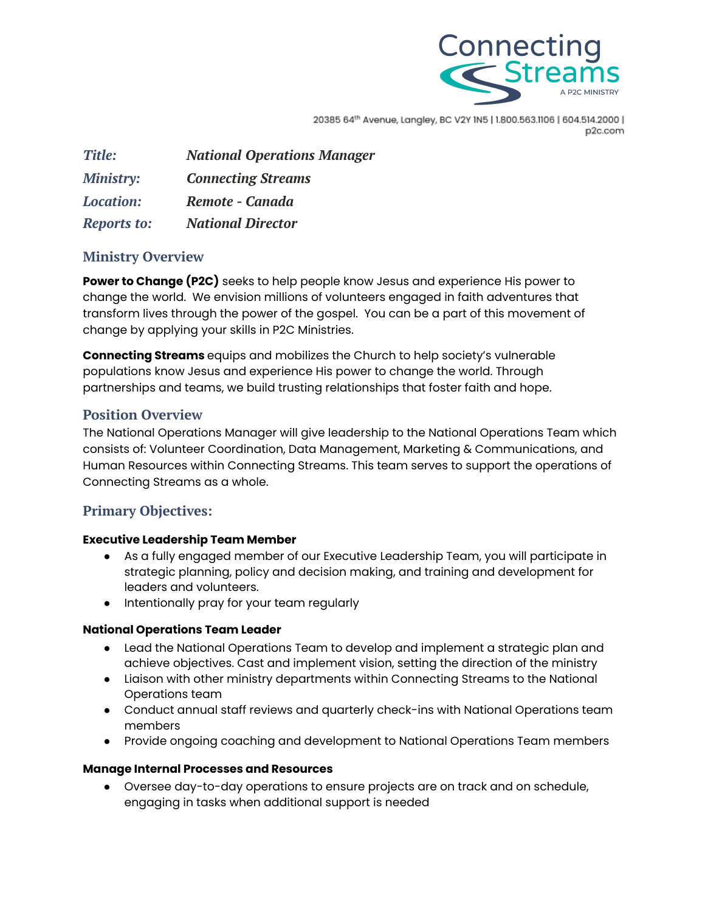Connecting Streams
A P2C MINISTRY

20385 64th Avenue, Langley, BC V2Y 1N5 | 1.800.563.1106 | 604.514.2000 | p2c.com

| | |
|---|---|
| ***Title:*** | ***National Operations Manager*** |
| ***Ministry:*** | ***Connecting Streams*** |
| ***Location:*** | ***Remote - Canada*** |
| ***Reports to:*** | ***National Director*** |

## Ministry Overview

**Power to Change (P2C)** seeks to help people know Jesus and experience His power to change the world. We envision millions of volunteers engaged in faith adventures that transform lives through the power of the gospel. You can be a part of this movement of change by applying your skills in P2C Ministries.

**Connecting Streams** equips and mobilizes the Church to help society's vulnerable populations know Jesus and experience His power to change the world. Through partnerships and teams, we build trusting relationships that foster faith and hope.

## Position Overview

The National Operations Manager will give leadership to the National Operations Team which consists of: Volunteer Coordination, Data Management, Marketing & Communications, and Human Resources within Connecting Streams. This team serves to support the operations of Connecting Streams as a whole.

## Primary Objectives:

**Executive Leadership Team Member**

- As a fully engaged member of our Executive Leadership Team, you will participate in strategic planning, policy and decision making, and training and development for leaders and volunteers.
- Intentionally pray for your team regularly

**National Operations Team Leader**

- Lead the National Operations Team to develop and implement a strategic plan and achieve objectives. Cast and implement vision, setting the direction of the ministry
- Liaison with other ministry departments within Connecting Streams to the National Operations team
- Conduct annual staff reviews and quarterly check-ins with National Operations team members
- Provide ongoing coaching and development to National Operations Team members

**Manage Internal Processes and Resources**

- Oversee day-to-day operations to ensure projects are on track and on schedule, engaging in tasks when additional support is needed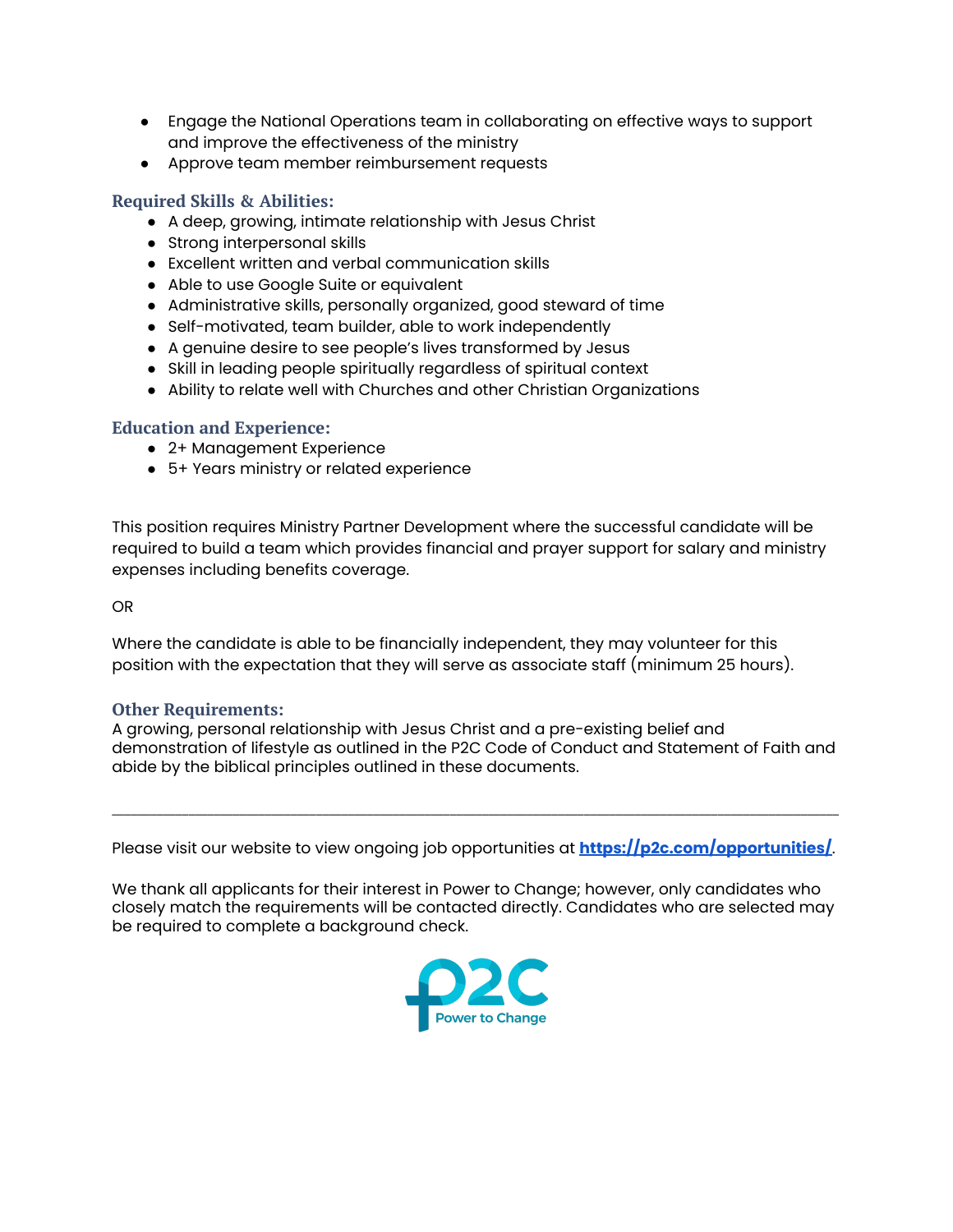- Engage the National Operations team in collaborating on effective ways to support and improve the effectiveness of the ministry
- Approve team member reimbursement requests

### Required Skills & Abilities:

- A deep, growing, intimate relationship with Jesus Christ
- Strong interpersonal skills
- Excellent written and verbal communication skills
- Able to use Google Suite or equivalent
- Administrative skills, personally organized, good steward of time
- Self-motivated, team builder, able to work independently
- A genuine desire to see people's lives transformed by Jesus
- Skill in leading people spiritually regardless of spiritual context
- Ability to relate well with Churches and other Christian Organizations

### Education and Experience:

- 2+ Management Experience
- 5+ Years ministry or related experience

This position requires Ministry Partner Development where the successful candidate will be required to build a team which provides financial and prayer support for salary and ministry expenses including benefits coverage.

OR

Where the candidate is able to be financially independent, they may volunteer for this position with the expectation that they will serve as associate staff (minimum 25 hours).

### Other Requirements:

A growing, personal relationship with Jesus Christ and a pre-existing belief and demonstration of lifestyle as outlined in the P2C Code of Conduct and Statement of Faith and abide by the biblical principles outlined in these documents.

---

Please visit our website to view ongoing job opportunities at **https://p2c.com/opportunities/**.

We thank all applicants for their interest in Power to Change; however, only candidates who closely match the requirements will be contacted directly. Candidates who are selected may be required to complete a background check.

P2C Power to Change